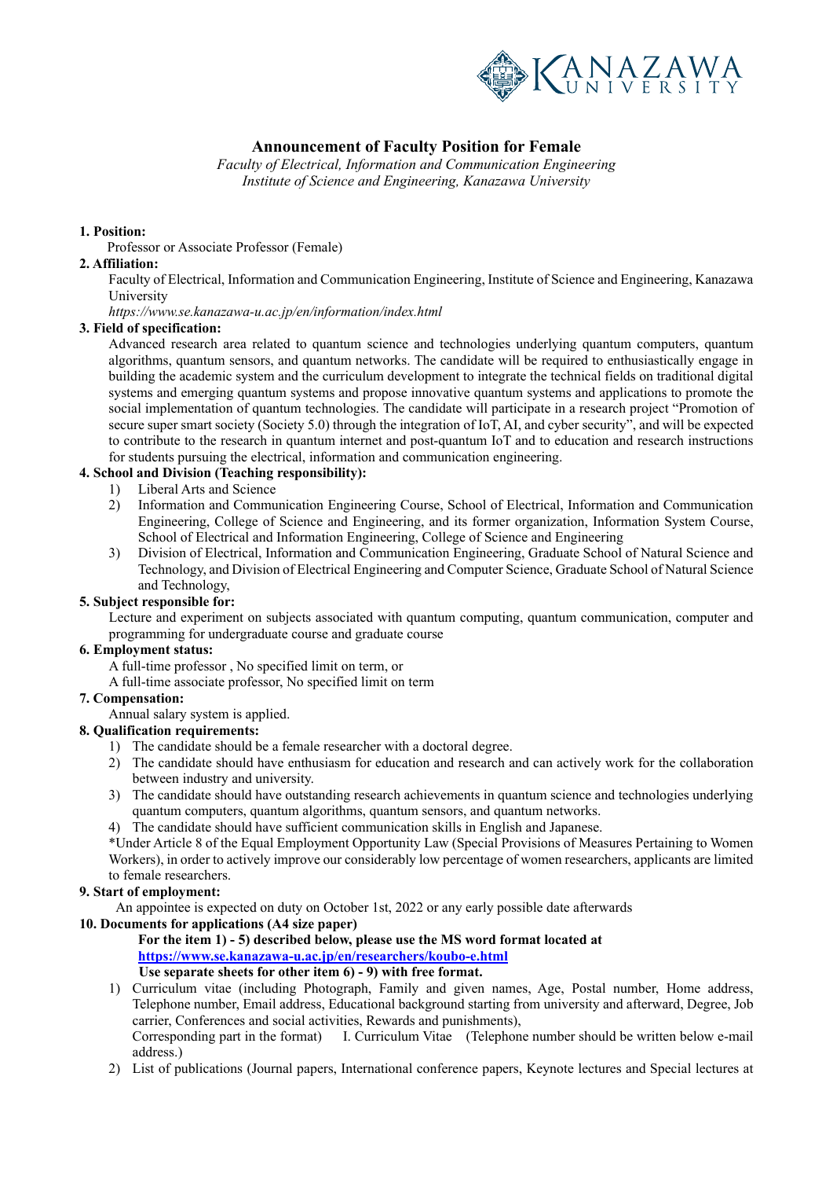# Announcement of Faculty Position for Female

*Faculty of Electrical, Information and Communication Engineering*
*Institute of Science and Engineering, Kanazawa University*

**1. Position:**

Professor or Associate Professor (Female)

**2. Affiliation:**

Faculty of Electrical, Information and Communication Engineering, Institute of Science and Engineering, Kanazawa University
*https://www.se.kanazawa-u.ac.jp/en/information/index.html*

**3. Field of specification:**

Advanced research area related to quantum science and technologies underlying quantum computers, quantum algorithms, quantum sensors, and quantum networks. The candidate will be required to enthusiastically engage in building the academic system and the curriculum development to integrate the technical fields on traditional digital systems and emerging quantum systems and propose innovative quantum systems and applications to promote the social implementation of quantum technologies. The candidate will participate in a research project "Promotion of secure super smart society (Society 5.0) through the integration of IoT, AI, and cyber security", and will be expected to contribute to the research in quantum internet and post-quantum IoT and to education and research instructions for students pursuing the electrical, information and communication engineering.

**4. School and Division (Teaching responsibility):**

1) Liberal Arts and Science
2) Information and Communication Engineering Course, School of Electrical, Information and Communication Engineering, College of Science and Engineering, and its former organization, Information System Course, School of Electrical and Information Engineering, College of Science and Engineering
3) Division of Electrical, Information and Communication Engineering, Graduate School of Natural Science and Technology, and Division of Electrical Engineering and Computer Science, Graduate School of Natural Science and Technology,

**5. Subject responsible for:**

Lecture and experiment on subjects associated with quantum computing, quantum communication, computer and programming for undergraduate course and graduate course

**6. Employment status:**

A full-time professor , No specified limit on term, or
A full-time associate professor, No specified limit on term

**7. Compensation:**

Annual salary system is applied.

**8. Qualification requirements:**

1) The candidate should be a female researcher with a doctoral degree.
2) The candidate should have enthusiasm for education and research and can actively work for the collaboration between industry and university.
3) The candidate should have outstanding research achievements in quantum science and technologies underlying quantum computers, quantum algorithms, quantum sensors, and quantum networks.
4) The candidate should have sufficient communication skills in English and Japanese.

*Under Article 8 of the Equal Employment Opportunity Law (Special Provisions of Measures Pertaining to Women Workers), in order to actively improve our considerably low percentage of women researchers, applicants are limited to female researchers.

**9. Start of employment:**

An appointee is expected on duty on October 1st, 2022 or any early possible date afterwards

**10. Documents for applications (A4 size paper)**

**For the item 1) - 5) described below, please use the MS word format located at [https://www.se.kanazawa-u.ac.jp/en/researchers/koubo-e.html](https://www.se.kanazawa-u.ac.jp/en/researchers/koubo-e.html)**
**Use separate sheets for other item 6) - 9) with free format.**

1) Curriculum vitae (including Photograph, Family and given names, Age, Postal number, Home address, Telephone number, Email address, Educational background starting from university and afterward, Degree, Job carrier, Conferences and social activities, Rewards and punishments),
   Corresponding part in the format) I. Curriculum Vitae (Telephone number should be written below e-mail address.)
2) List of publications (Journal papers, International conference papers, Keynote lectures and Special lectures at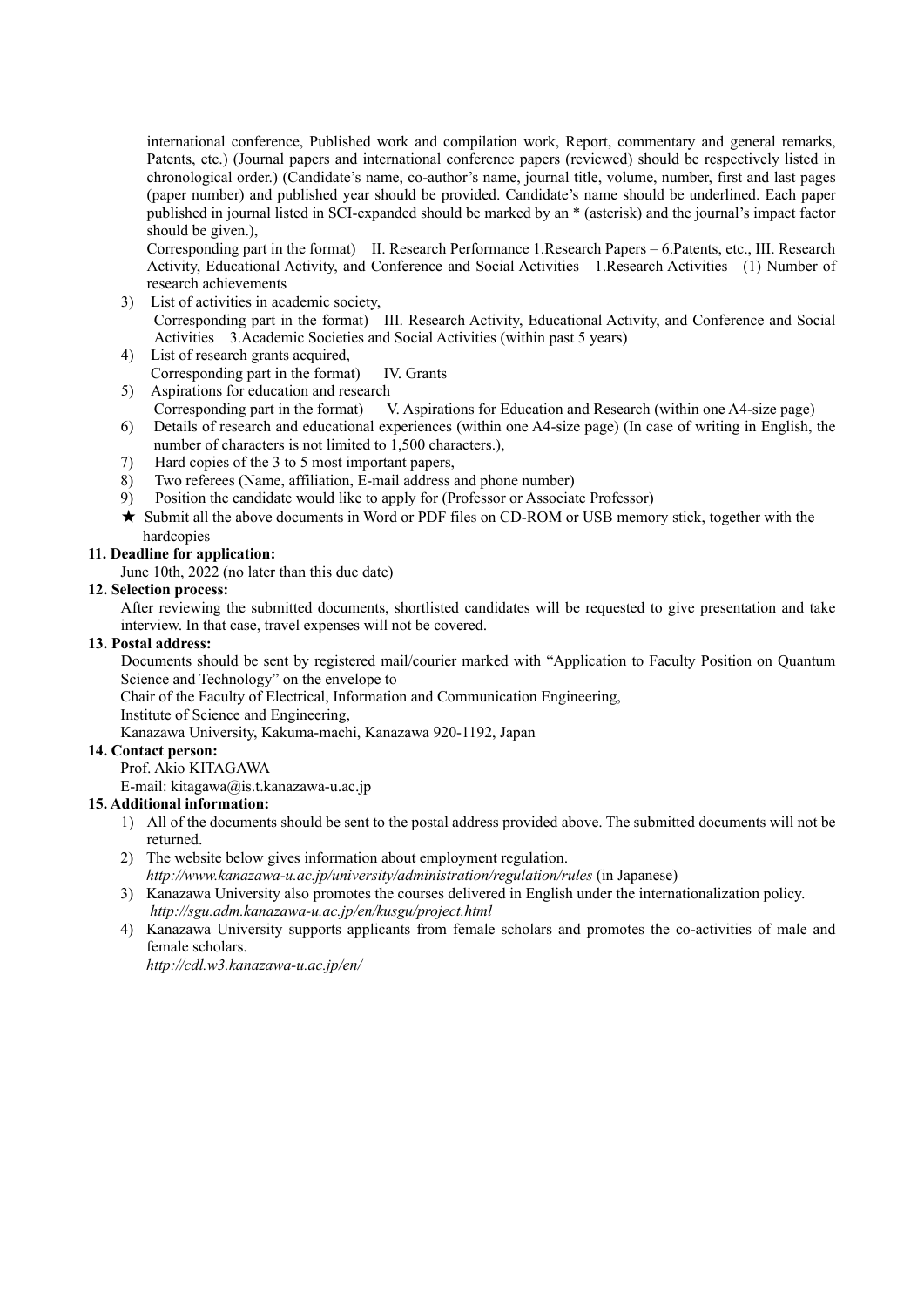international conference, Published work and compilation work, Report, commentary and general remarks, Patents, etc.) (Journal papers and international conference papers (reviewed) should be respectively listed in chronological order.) (Candidate's name, co-author's name, journal title, volume, number, first and last pages (paper number) and published year should be provided. Candidate's name should be underlined. Each paper published in journal listed in SCI-expanded should be marked by an * (asterisk) and the journal's impact factor should be given.),

Corresponding part in the format) II. Research Performance 1.Research Papers – 6.Patents, etc., III. Research Activity, Educational Activity, and Conference and Social Activities 1.Research Activities (1) Number of research achievements

3) List of activities in academic society,
   Corresponding part in the format) III. Research Activity, Educational Activity, and Conference and Social Activities 3.Academic Societies and Social Activities (within past 5 years)
4) List of research grants acquired,
   Corresponding part in the format) IV. Grants
5) Aspirations for education and research
   Corresponding part in the format) V. Aspirations for Education and Research (within one A4-size page)
6) Details of research and educational experiences (within one A4-size page) (In case of writing in English, the number of characters is not limited to 1,500 characters.),
7) Hard copies of the 3 to 5 most important papers,
8) Two referees (Name, affiliation, E-mail address and phone number)
9) Position the candidate would like to apply for (Professor or Associate Professor)

★ Submit all the above documents in Word or PDF files on CD-ROM or USB memory stick, together with the hardcopies

**11. Deadline for application:**

June 10th, 2022 (no later than this due date)

**12. Selection process:**

After reviewing the submitted documents, shortlisted candidates will be requested to give presentation and take interview. In that case, travel expenses will not be covered.

**13. Postal address:**

Documents should be sent by registered mail/courier marked with "Application to Faculty Position on Quantum Science and Technology" on the envelope to

Chair of the Faculty of Electrical, Information and Communication Engineering,

Institute of Science and Engineering,

Kanazawa University, Kakuma-machi, Kanazawa 920-1192, Japan

**14. Contact person:**

Prof. Akio KITAGAWA

E-mail: kitagawa@is.t.kanazawa-u.ac.jp

**15. Additional information:**

1) All of the documents should be sent to the postal address provided above. The submitted documents will not be returned.
2) The website below gives information about employment regulation.
   *http://www.kanazawa-u.ac.jp/university/administration/regulation/rules* (in Japanese)
3) Kanazawa University also promotes the courses delivered in English under the internationalization policy.
   *http://sgu.adm.kanazawa-u.ac.jp/en/kusgu/project.html*
4) Kanazawa University supports applicants from female scholars and promotes the co-activities of male and female scholars.
   *http://cdl.w3.kanazawa-u.ac.jp/en/*